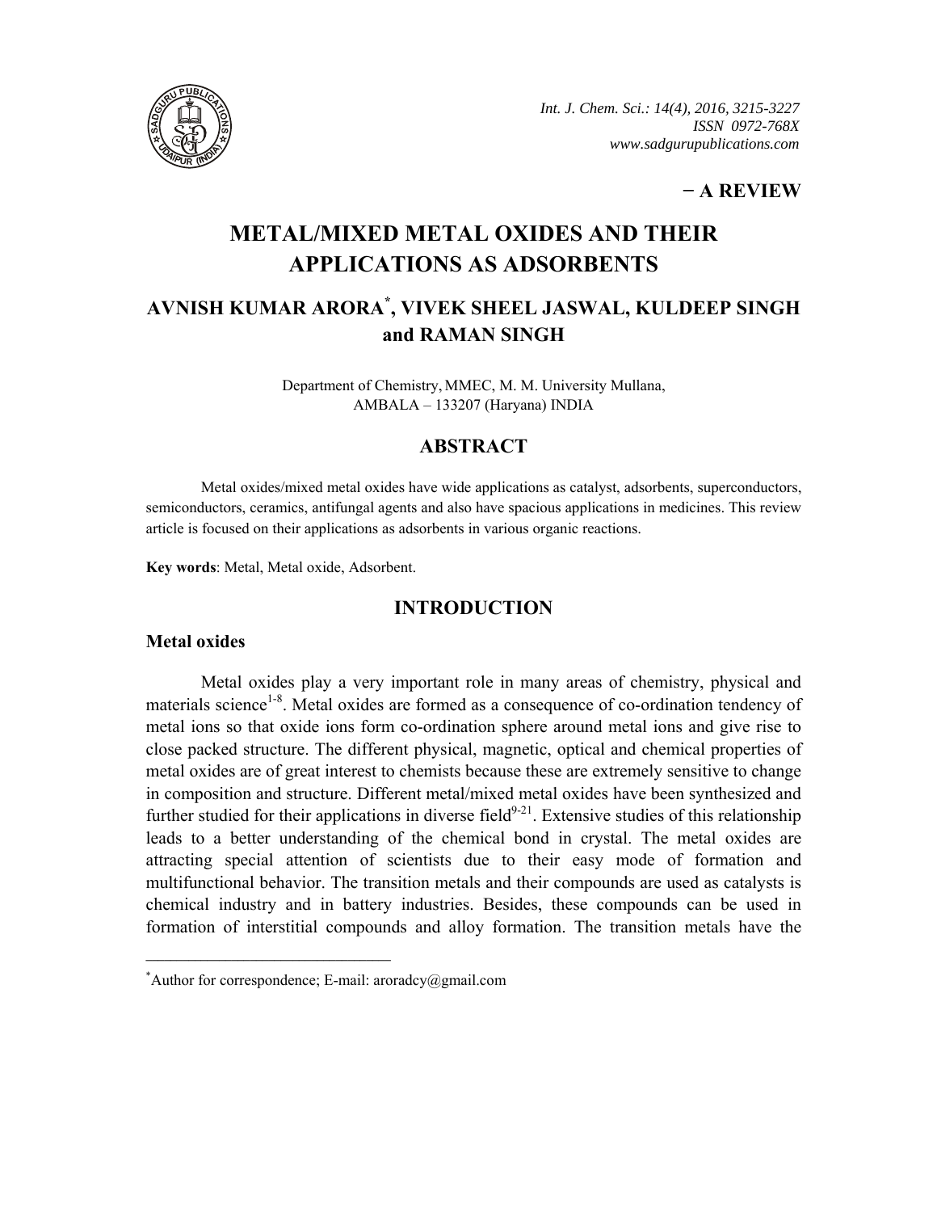**− A REVIEW**

# METAL/MIXED METAL OXIDES AND THEIR APPLICATIONS AS ADSORBENTS

## AVNISH KUMAR ARORA*, VIVEK SHEEL JASWAL, KULDEEP SINGH and RAMAN SINGH

Department of Chemistry, MMEC, M. M. University Mullana, AMBALA – 133207 (Haryana) INDIA

## ABSTRACT

Metal oxides/mixed metal oxides have wide applications as catalyst, adsorbents, superconductors, semiconductors, ceramics, antifungal agents and also have spacious applications in medicines. This review article is focused on their applications as adsorbents in various organic reactions.

**Key words**: Metal, Metal oxide, Adsorbent.

## INTRODUCTION

### Metal oxides

Metal oxides play a very important role in many areas of chemistry, physical and materials science[1-8]. Metal oxides are formed as a consequence of co-ordination tendency of metal ions so that oxide ions form co-ordination sphere around metal ions and give rise to close packed structure. The different physical, magnetic, optical and chemical properties of metal oxides are of great interest to chemists because these are extremely sensitive to change in composition and structure. Different metal/mixed metal oxides have been synthesized and further studied for their applications in diverse field[9-21]. Extensive studies of this relationship leads to a better understanding of the chemical bond in crystal. The metal oxides are attracting special attention of scientists due to their easy mode of formation and multifunctional behavior. The transition metals and their compounds are used as catalysts is chemical industry and in battery industries. Besides, these compounds can be used in formation of interstitial compounds and alloy formation. The transition metals have the

*Author for correspondence; E-mail: aroradcy@gmail.com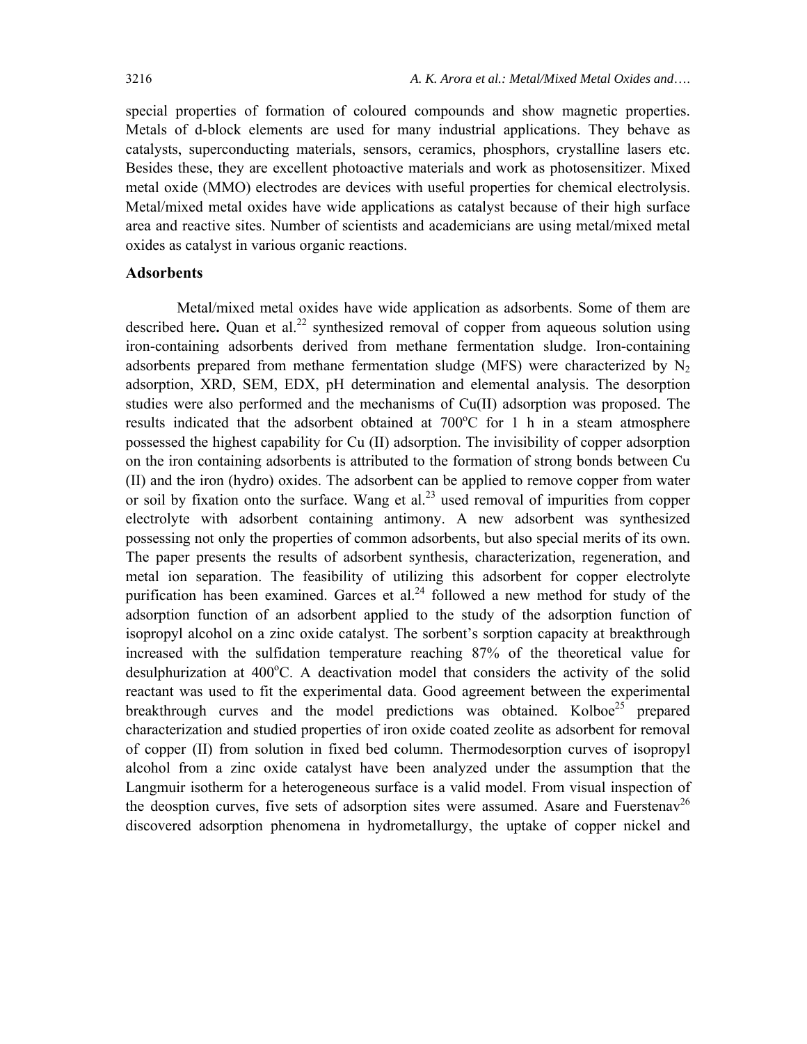special properties of formation of coloured compounds and show magnetic properties. Metals of d-block elements are used for many industrial applications. They behave as catalysts, superconducting materials, sensors, ceramics, phosphors, crystalline lasers etc. Besides these, they are excellent photoactive materials and work as photosensitizer. Mixed metal oxide (MMO) electrodes are devices with useful properties for chemical electrolysis. Metal/mixed metal oxides have wide applications as catalyst because of their high surface area and reactive sites. Number of scientists and academicians are using metal/mixed metal oxides as catalyst in various organic reactions.

## Adsorbents

Metal/mixed metal oxides have wide application as adsorbents. Some of them are described here**.** Quan et al.[22] synthesized removal of copper from aqueous solution using iron-containing adsorbents derived from methane fermentation sludge. Iron-containing adsorbents prepared from methane fermentation sludge (MFS) were characterized by $N_2$ adsorption, XRD, SEM, EDX, pH determination and elemental analysis. The desorption studies were also performed and the mechanisms of Cu(II) adsorption was proposed. The results indicated that the adsorbent obtained at 700$^{o}$C for 1 h in a steam atmosphere possessed the highest capability for Cu (II) adsorption. The invisibility of copper adsorption on the iron containing adsorbents is attributed to the formation of strong bonds between Cu (II) and the iron (hydro) oxides. The adsorbent can be applied to remove copper from water or soil by fixation onto the surface. Wang et al.[23] used removal of impurities from copper electrolyte with adsorbent containing antimony. A new adsorbent was synthesized possessing not only the properties of common adsorbents, but also special merits of its own. The paper presents the results of adsorbent synthesis, characterization, regeneration, and metal ion separation. The feasibility of utilizing this adsorbent for copper electrolyte purification has been examined. Garces et al.[24] followed a new method for study of the adsorption function of an adsorbent applied to the study of the adsorption function of isopropyl alcohol on a zinc oxide catalyst. The sorbent's sorption capacity at breakthrough increased with the sulfidation temperature reaching 87% of the theoretical value for desulphurization at 400$^{o}$C. A deactivation model that considers the activity of the solid reactant was used to fit the experimental data. Good agreement between the experimental breakthrough curves and the model predictions was obtained. Kolboe[25] prepared characterization and studied properties of iron oxide coated zeolite as adsorbent for removal of copper (II) from solution in fixed bed column. Thermodesorption curves of isopropyl alcohol from a zinc oxide catalyst have been analyzed under the assumption that the Langmuir isotherm for a heterogeneous surface is a valid model. From visual inspection of the deosption curves, five sets of adsorption sites were assumed. Asare and Fuerstenav[26] discovered adsorption phenomena in hydrometallurgy, the uptake of copper nickel and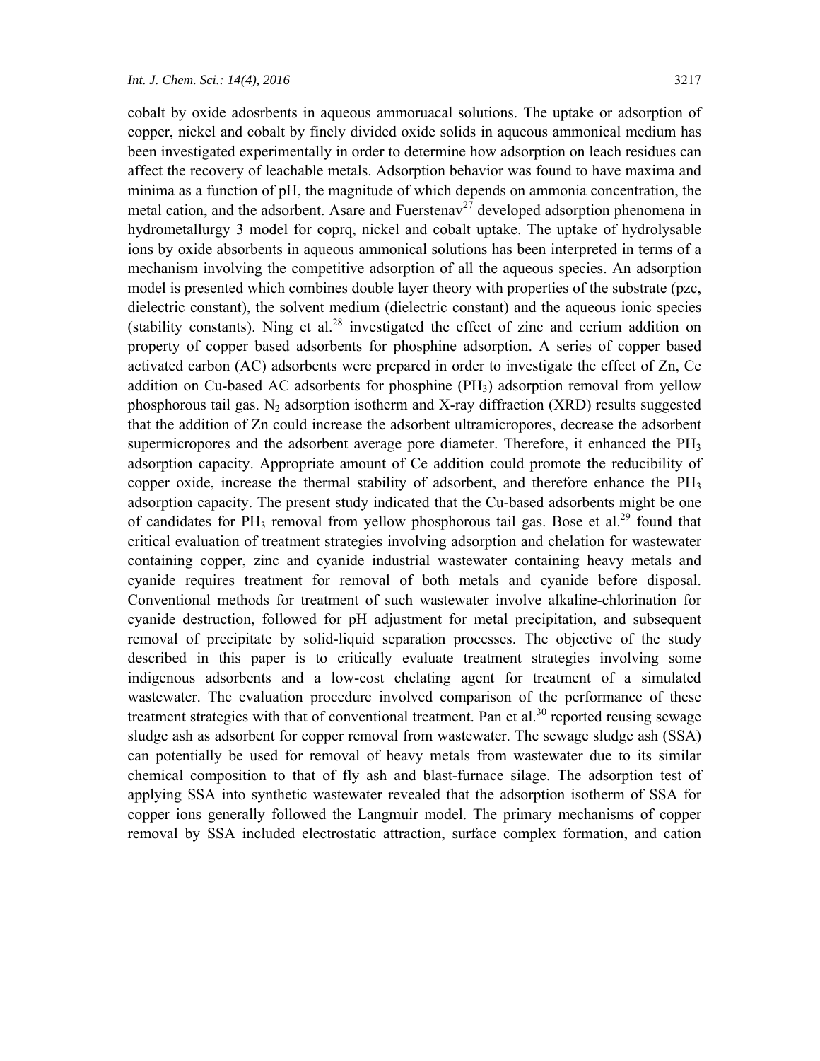cobalt by oxide adosrbents in aqueous ammoruacal solutions. The uptake or adsorption of copper, nickel and cobalt by finely divided oxide solids in aqueous ammonical medium has been investigated experimentally in order to determine how adsorption on leach residues can affect the recovery of leachable metals. Adsorption behavior was found to have maxima and minima as a function of pH, the magnitude of which depends on ammonia concentration, the metal cation, and the adsorbent. Asare and Fuerstenav[27] developed adsorption phenomena in hydrometallurgy 3 model for coprq, nickel and cobalt uptake. The uptake of hydrolysable ions by oxide absorbents in aqueous ammonical solutions has been interpreted in terms of a mechanism involving the competitive adsorption of all the aqueous species. An adsorption model is presented which combines double layer theory with properties of the substrate (pzc, dielectric constant), the solvent medium (dielectric constant) and the aqueous ionic species (stability constants). Ning et al.[28] investigated the effect of zinc and cerium addition on property of copper based adsorbents for phosphine adsorption. A series of copper based activated carbon (AC) adsorbents were prepared in order to investigate the effect of Zn, Ce addition on Cu-based AC adsorbents for phosphine ($PH_3$) adsorption removal from yellow phosphorous tail gas. $N_2$ adsorption isotherm and X-ray diffraction (XRD) results suggested that the addition of Zn could increase the adsorbent ultramicropores, decrease the adsorbent supermicropores and the adsorbent average pore diameter. Therefore, it enhanced the $PH_3$ adsorption capacity. Appropriate amount of Ce addition could promote the reducibility of copper oxide, increase the thermal stability of adsorbent, and therefore enhance the $PH_3$ adsorption capacity. The present study indicated that the Cu-based adsorbents might be one of candidates for $PH_3$ removal from yellow phosphorous tail gas. Bose et al.[29] found that critical evaluation of treatment strategies involving adsorption and chelation for wastewater containing copper, zinc and cyanide industrial wastewater containing heavy metals and cyanide requires treatment for removal of both metals and cyanide before disposal. Conventional methods for treatment of such wastewater involve alkaline-chlorination for cyanide destruction, followed for pH adjustment for metal precipitation, and subsequent removal of precipitate by solid-liquid separation processes. The objective of the study described in this paper is to critically evaluate treatment strategies involving some indigenous adsorbents and a low-cost chelating agent for treatment of a simulated wastewater. The evaluation procedure involved comparison of the performance of these treatment strategies with that of conventional treatment. Pan et al.[30] reported reusing sewage sludge ash as adsorbent for copper removal from wastewater. The sewage sludge ash (SSA) can potentially be used for removal of heavy metals from wastewater due to its similar chemical composition to that of fly ash and blast-furnace silage. The adsorption test of applying SSA into synthetic wastewater revealed that the adsorption isotherm of SSA for copper ions generally followed the Langmuir model. The primary mechanisms of copper removal by SSA included electrostatic attraction, surface complex formation, and cation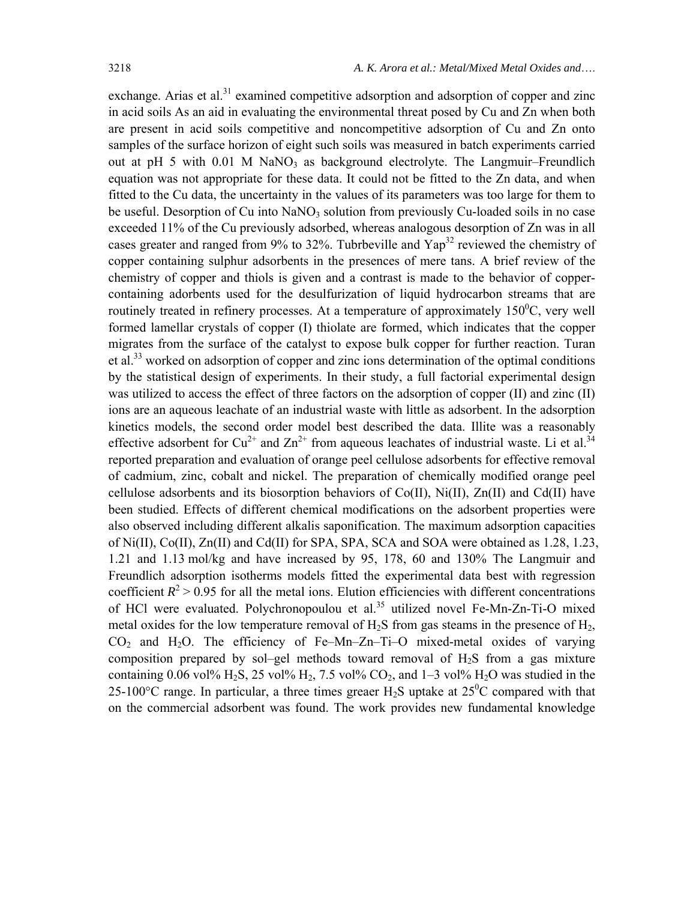exchange. Arias et al.[31] examined competitive adsorption and adsorption of copper and zinc in acid soils As an aid in evaluating the environmental threat posed by Cu and Zn when both are present in acid soils competitive and noncompetitive adsorption of Cu and Zn onto samples of the surface horizon of eight such soils was measured in batch experiments carried out at pH 5 with 0.01 M $NaNO_3$ as background electrolyte. The Langmuir–Freundlich equation was not appropriate for these data. It could not be fitted to the Zn data, and when fitted to the Cu data, the uncertainty in the values of its parameters was too large for them to be useful. Desorption of Cu into $NaNO_3$ solution from previously Cu-loaded soils in no case exceeded 11% of the Cu previously adsorbed, whereas analogous desorption of Zn was in all cases greater and ranged from 9% to 32%. Tubrbeville and Yap[32] reviewed the chemistry of copper containing sulphur adsorbents in the presences of mere tans. A brief review of the chemistry of copper and thiols is given and a contrast is made to the behavior of copper-containing adorbents used for the desulfurization of liquid hydrocarbon streams that are routinely treated in refinery processes. At a temperature of approximately 150$^0$C, very well formed lamellar crystals of copper (I) thiolate are formed, which indicates that the copper migrates from the surface of the catalyst to expose bulk copper for further reaction. Turan et al.[33] worked on adsorption of copper and zinc ions determination of the optimal conditions by the statistical design of experiments. In their study, a full factorial experimental design was utilized to access the effect of three factors on the adsorption of copper (II) and zinc (II) ions are an aqueous leachate of an industrial waste with little as adsorbent. In the adsorption kinetics models, the second order model best described the data. Illite was a reasonably effective adsorbent for $Cu^{2+}$ and $Zn^{2+}$ from aqueous leachates of industrial waste. Li et al.[34] reported preparation and evaluation of orange peel cellulose adsorbents for effective removal of cadmium, zinc, cobalt and nickel. The preparation of chemically modified orange peel cellulose adsorbents and its biosorption behaviors of Co(II), Ni(II), Zn(II) and Cd(II) have been studied. Effects of different chemical modifications on the adsorbent properties were also observed including different alkalis saponification. The maximum adsorption capacities of Ni(II), Co(II), Zn(II) and Cd(II) for SPA, SPA, SCA and SOA were obtained as 1.28, 1.23, 1.21 and 1.13 mol/kg and have increased by 95, 178, 60 and 130% The Langmuir and Freundlich adsorption isotherms models fitted the experimental data best with regression coefficient $R^2 > 0.95$ for all the metal ions. Elution efficiencies with different concentrations of HCl were evaluated. Polychronopoulou et al.[35] utilized novel Fe-Mn-Zn-Ti-O mixed metal oxides for the low temperature removal of $H_2S$ from gas steams in the presence of $H_2$, $CO_2$ and $H_2O$. The efficiency of Fe–Mn–Zn–Ti–O mixed-metal oxides of varying composition prepared by sol–gel methods toward removal of $H_2S$ from a gas mixture containing 0.06 vol% $H_2S$, 25 vol% $H_2$, 7.5 vol% $CO_2$, and 1–3 vol% $H_2O$ was studied in the 25-100°C range. In particular, a three times greaer $H_2S$ uptake at 25$^0$C compared with that on the commercial adsorbent was found. The work provides new fundamental knowledge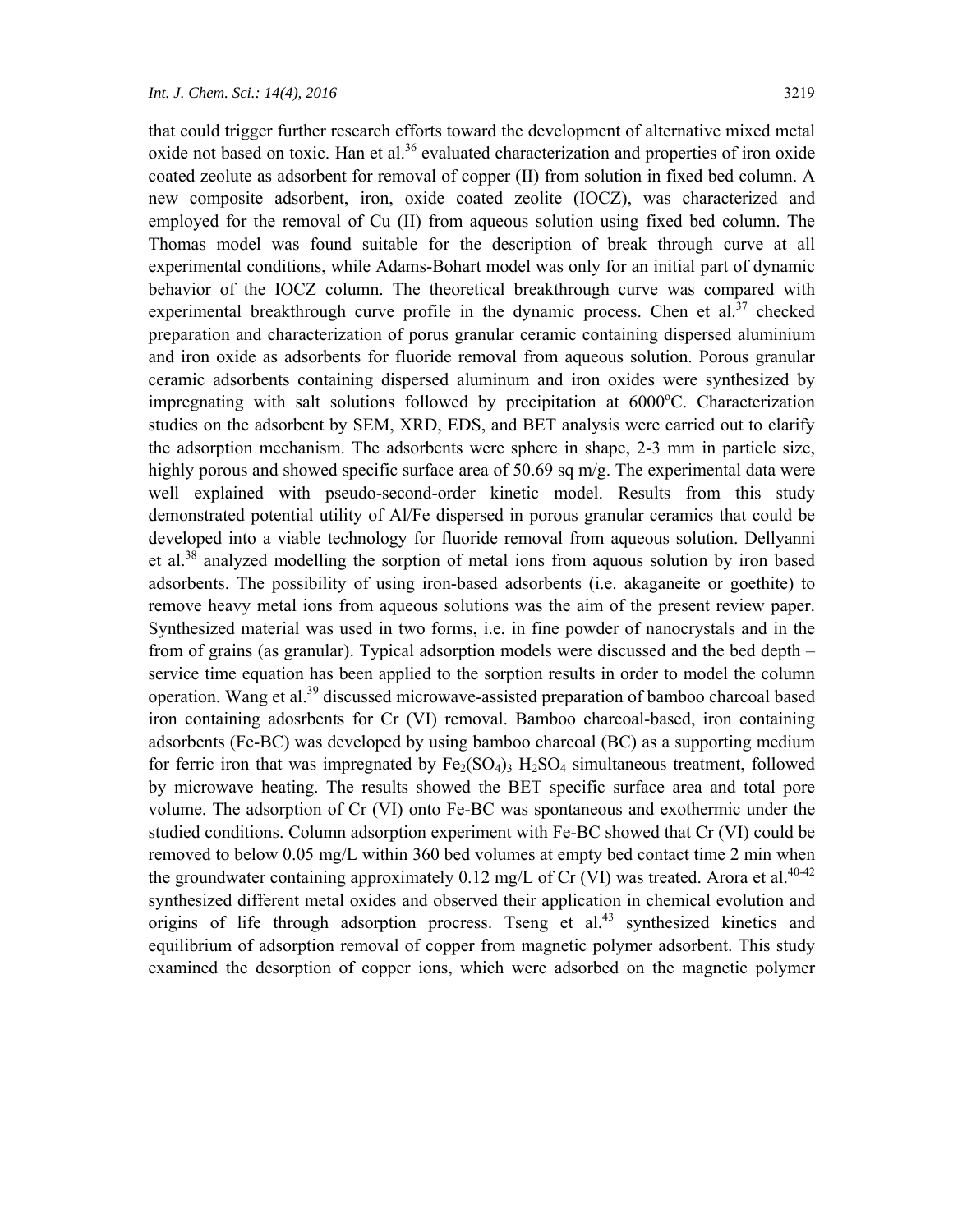that could trigger further research efforts toward the development of alternative mixed metal oxide not based on toxic. Han et al.[36] evaluated characterization and properties of iron oxide coated zeolute as adsorbent for removal of copper (II) from solution in fixed bed column. A new composite adsorbent, iron, oxide coated zeolite (IOCZ), was characterized and employed for the removal of Cu (II) from aqueous solution using fixed bed column. The Thomas model was found suitable for the description of break through curve at all experimental conditions, while Adams-Bohart model was only for an initial part of dynamic behavior of the IOCZ column. The theoretical breakthrough curve was compared with experimental breakthrough curve profile in the dynamic process. Chen et al.[37] checked preparation and characterization of porus granular ceramic containing dispersed aluminium and iron oxide as adsorbents for fluoride removal from aqueous solution. Porous granular ceramic adsorbents containing dispersed aluminum and iron oxides were synthesized by impregnating with salt solutions followed by precipitation at 6000$^o$C. Characterization studies on the adsorbent by SEM, XRD, EDS, and BET analysis were carried out to clarify the adsorption mechanism. The adsorbents were sphere in shape, 2-3 mm in particle size, highly porous and showed specific surface area of 50.69 sq m/g. The experimental data were well explained with pseudo-second-order kinetic model. Results from this study demonstrated potential utility of Al/Fe dispersed in porous granular ceramics that could be developed into a viable technology for fluoride removal from aqueous solution. Dellyanni et al.[38] analyzed modelling the sorption of metal ions from aquous solution by iron based adsorbents. The possibility of using iron-based adsorbents (i.e. akaganeite or goethite) to remove heavy metal ions from aqueous solutions was the aim of the present review paper. Synthesized material was used in two forms, i.e. in fine powder of nanocrystals and in the from of grains (as granular). Typical adsorption models were discussed and the bed depth – service time equation has been applied to the sorption results in order to model the column operation. Wang et al.[39] discussed microwave-assisted preparation of bamboo charcoal based iron containing adosrbents for Cr (VI) removal. Bamboo charcoal-based, iron containing adsorbents (Fe-BC) was developed by using bamboo charcoal (BC) as a supporting medium for ferric iron that was impregnated by $Fe_2(SO_4)_3$ $H_2SO_4$ simultaneous treatment, followed by microwave heating. The results showed the BET specific surface area and total pore volume. The adsorption of Cr (VI) onto Fe-BC was spontaneous and exothermic under the studied conditions. Column adsorption experiment with Fe-BC showed that Cr (VI) could be removed to below 0.05 mg/L within 360 bed volumes at empty bed contact time 2 min when the groundwater containing approximately 0.12 mg/L of Cr (VI) was treated. Arora et al.[40-42] synthesized different metal oxides and observed their application in chemical evolution and origins of life through adsorption procress. Tseng et al.[43] synthesized kinetics and equilibrium of adsorption removal of copper from magnetic polymer adsorbent. This study examined the desorption of copper ions, which were adsorbed on the magnetic polymer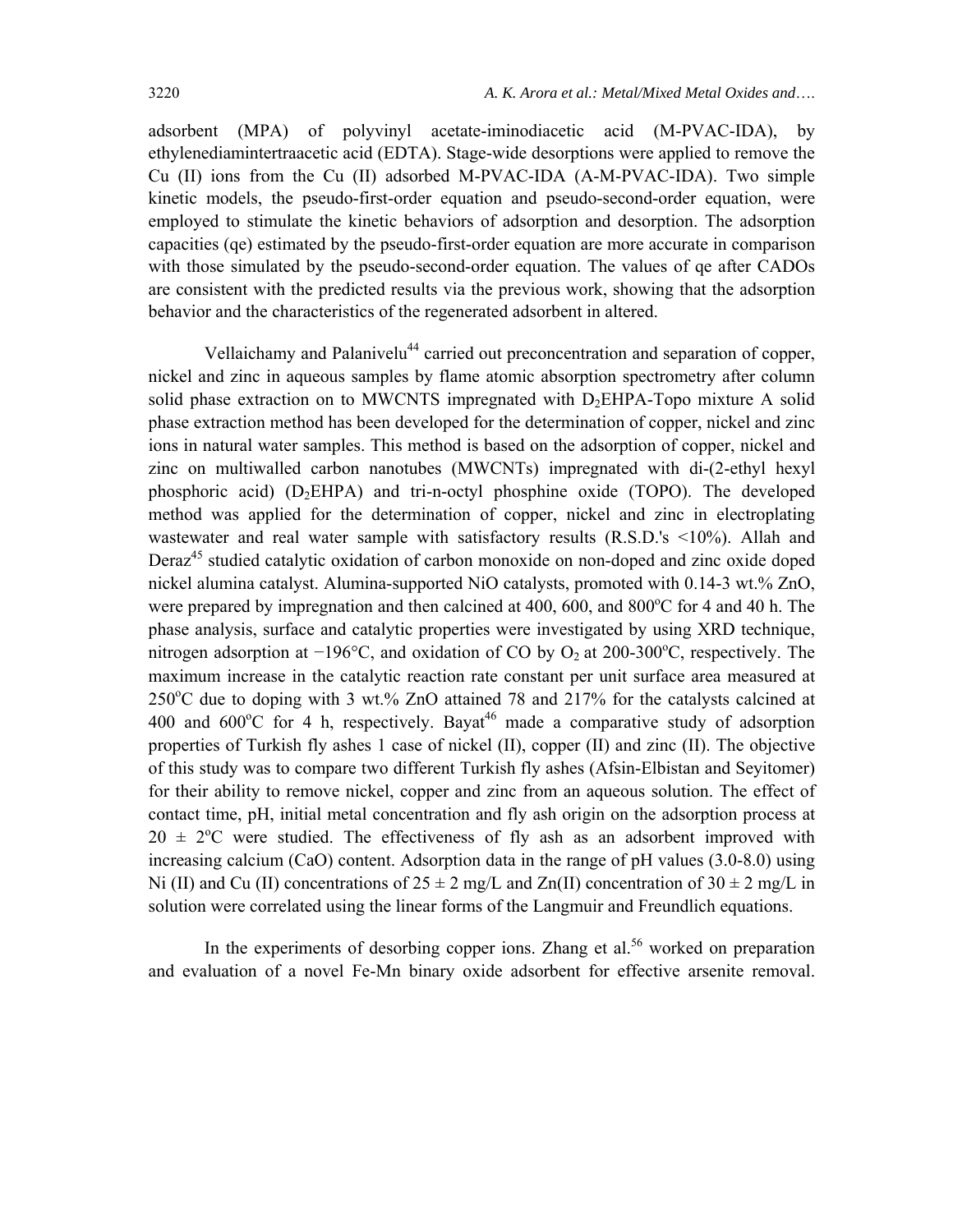adsorbent (MPA) of polyvinyl acetate-iminodiacetic acid (M-PVAC-IDA), by ethylenediamintertraacetic acid (EDTA). Stage-wide desorptions were applied to remove the Cu (II) ions from the Cu (II) adsorbed M-PVAC-IDA (A-M-PVAC-IDA). Two simple kinetic models, the pseudo-first-order equation and pseudo-second-order equation, were employed to stimulate the kinetic behaviors of adsorption and desorption. The adsorption capacities (qe) estimated by the pseudo-first-order equation are more accurate in comparison with those simulated by the pseudo-second-order equation. The values of qe after CADOs are consistent with the predicted results via the previous work, showing that the adsorption behavior and the characteristics of the regenerated adsorbent in altered.

Vellaichamy and Palanivelu[44] carried out preconcentration and separation of copper, nickel and zinc in aqueous samples by flame atomic absorption spectrometry after column solid phase extraction on to MWCNTS impregnated with $D_2$EHPA-Topo mixture A solid phase extraction method has been developed for the determination of copper, nickel and zinc ions in natural water samples. This method is based on the adsorption of copper, nickel and zinc on multiwalled carbon nanotubes (MWCNTs) impregnated with di-(2-ethyl hexyl phosphoric acid) ($D_2$EHPA) and tri-n-octyl phosphine oxide (TOPO). The developed method was applied for the determination of copper, nickel and zinc in electroplating wastewater and real water sample with satisfactory results (R.S.D.'s <10%). Allah and Deraz[45] studied catalytic oxidation of carbon monoxide on non-doped and zinc oxide doped nickel alumina catalyst. Alumina-supported NiO catalysts, promoted with 0.14-3 wt.% ZnO, were prepared by impregnation and then calcined at 400, 600, and 800$^{o}$C for 4 and 40 h. The phase analysis, surface and catalytic properties were investigated by using XRD technique, nitrogen adsorption at −196°C, and oxidation of CO by $O_2$ at 200-300$^{o}$C, respectively. The maximum increase in the catalytic reaction rate constant per unit surface area measured at 250$^{o}$C due to doping with 3 wt.% ZnO attained 78 and 217% for the catalysts calcined at 400 and 600$^{o}$C for 4 h, respectively. Bayat[46] made a comparative study of adsorption properties of Turkish fly ashes 1 case of nickel (II), copper (II) and zinc (II). The objective of this study was to compare two different Turkish fly ashes (Afsin-Elbistan and Seyitomer) for their ability to remove nickel, copper and zinc from an aqueous solution. The effect of contact time, pH, initial metal concentration and fly ash origin on the adsorption process at 20 ± 2$^{o}$C were studied. The effectiveness of fly ash as an adsorbent improved with increasing calcium (CaO) content. Adsorption data in the range of pH values (3.0-8.0) using Ni (II) and Cu (II) concentrations of 25 ± 2 mg/L and Zn(II) concentration of 30 ± 2 mg/L in solution were correlated using the linear forms of the Langmuir and Freundlich equations.

In the experiments of desorbing copper ions. Zhang et al.[56] worked on preparation and evaluation of a novel Fe-Mn binary oxide adsorbent for effective arsenite removal.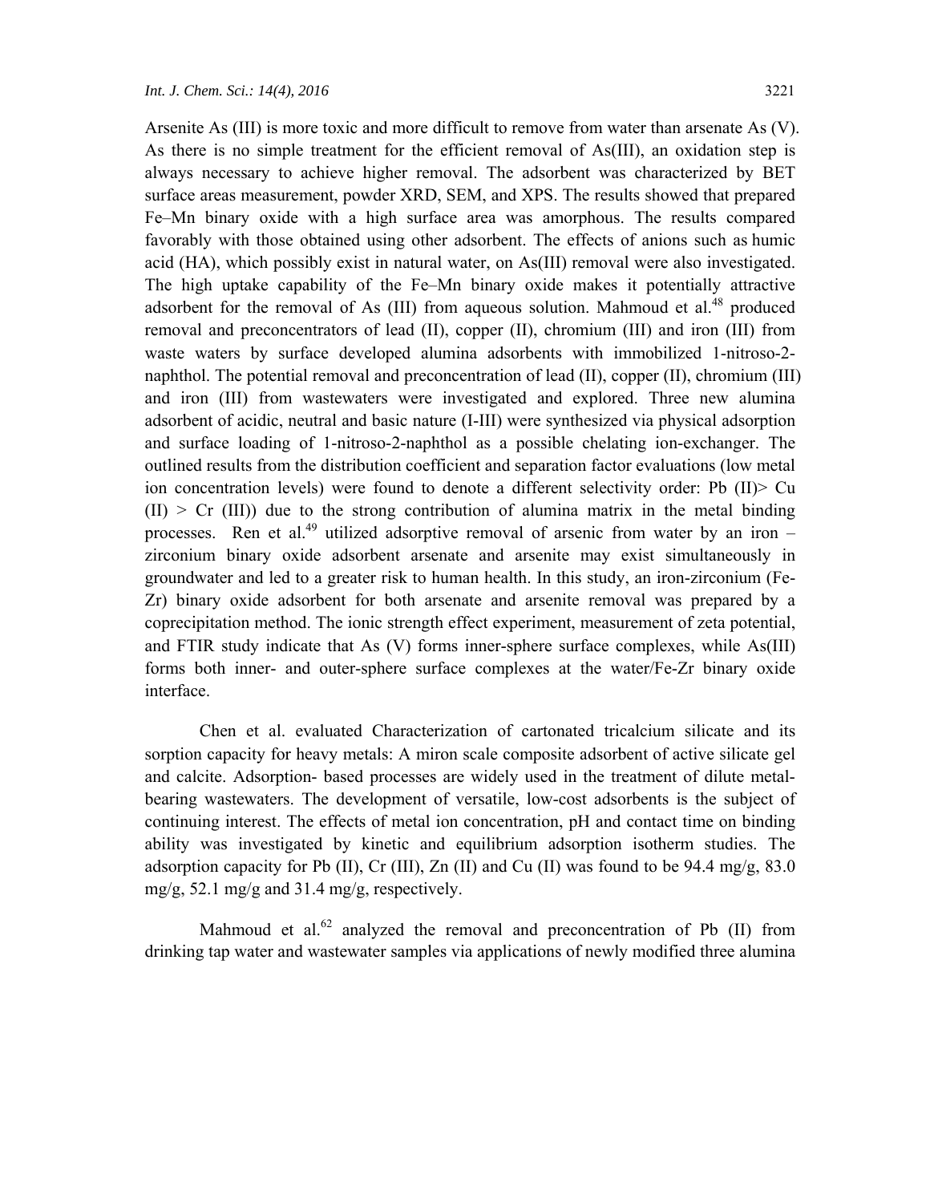Arsenite As (III) is more toxic and more difficult to remove from water than arsenate As (V). As there is no simple treatment for the efficient removal of As(III), an oxidation step is always necessary to achieve higher removal. The adsorbent was characterized by BET surface areas measurement, powder XRD, SEM, and XPS. The results showed that prepared Fe–Mn binary oxide with a high surface area was amorphous. The results compared favorably with those obtained using other adsorbent. The effects of anions such as humic acid (HA), which possibly exist in natural water, on As(III) removal were also investigated. The high uptake capability of the Fe–Mn binary oxide makes it potentially attractive adsorbent for the removal of As (III) from aqueous solution. Mahmoud et al.[48] produced removal and preconcentrators of lead (II), copper (II), chromium (III) and iron (III) from waste waters by surface developed alumina adsorbents with immobilized 1-nitroso-2-naphthol. The potential removal and preconcentration of lead (II), copper (II), chromium (III) and iron (III) from wastewaters were investigated and explored. Three new alumina adsorbent of acidic, neutral and basic nature (I-III) were synthesized via physical adsorption and surface loading of 1-nitroso-2-naphthol as a possible chelating ion-exchanger. The outlined results from the distribution coefficient and separation factor evaluations (low metal ion concentration levels) were found to denote a different selectivity order: Pb (II)> Cu (II) > Cr (III)) due to the strong contribution of alumina matrix in the metal binding processes. Ren et al.[49] utilized adsorptive removal of arsenic from water by an iron – zirconium binary oxide adsorbent arsenate and arsenite may exist simultaneously in groundwater and led to a greater risk to human health. In this study, an iron-zirconium (Fe-Zr) binary oxide adsorbent for both arsenate and arsenite removal was prepared by a coprecipitation method. The ionic strength effect experiment, measurement of zeta potential, and FTIR study indicate that As (V) forms inner-sphere surface complexes, while As(III) forms both inner- and outer-sphere surface complexes at the water/Fe-Zr binary oxide interface.

Chen et al. evaluated Characterization of cartonated tricalcium silicate and its sorption capacity for heavy metals: A miron scale composite adsorbent of active silicate gel and calcite. Adsorption- based processes are widely used in the treatment of dilute metal-bearing wastewaters. The development of versatile, low-cost adsorbents is the subject of continuing interest. The effects of metal ion concentration, pH and contact time on binding ability was investigated by kinetic and equilibrium adsorption isotherm studies. The adsorption capacity for Pb (II), Cr (III), Zn (II) and Cu (II) was found to be 94.4 mg/g, 83.0 mg/g, 52.1 mg/g and 31.4 mg/g, respectively.

Mahmoud et al.[62] analyzed the removal and preconcentration of Pb (II) from drinking tap water and wastewater samples via applications of newly modified three alumina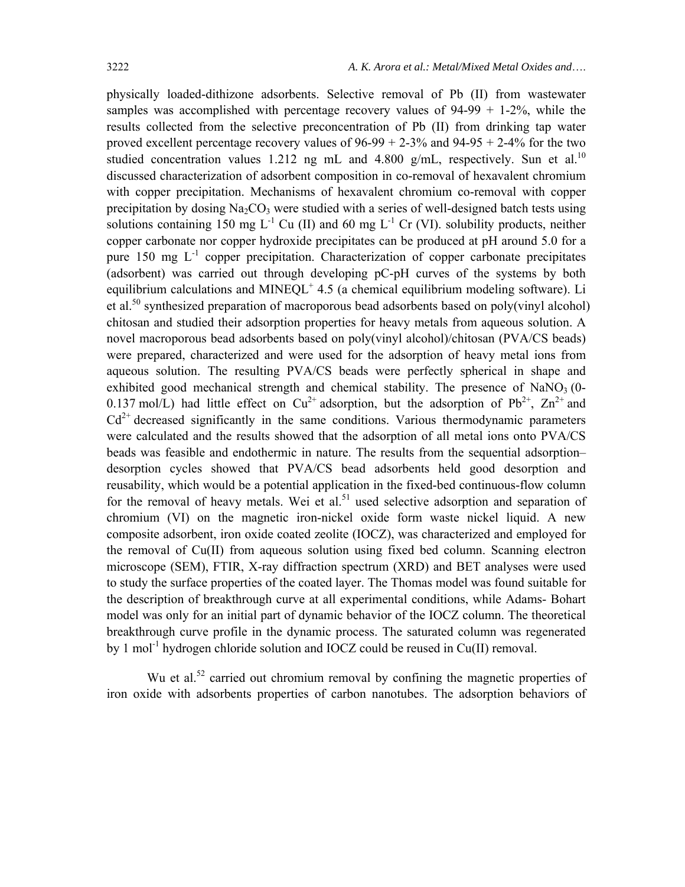physically loaded-dithizone adsorbents. Selective removal of Pb (II) from wastewater samples was accomplished with percentage recovery values of 94-99 + 1-2%, while the results collected from the selective preconcentration of Pb (II) from drinking tap water proved excellent percentage recovery values of 96-99 + 2-3% and 94-95 + 2-4% for the two studied concentration values 1.212 ng mL and 4.800 g/mL, respectively. Sun et al.[10] discussed characterization of adsorbent composition in co-removal of hexavalent chromium with copper precipitation. Mechanisms of hexavalent chromium co-removal with copper precipitation by dosing $Na_2CO_3$ were studied with a series of well-designed batch tests using solutions containing 150 mg $L^{-1}$ Cu (II) and 60 mg $L^{-1}$ Cr (VI). solubility products, neither copper carbonate nor copper hydroxide precipitates can be produced at pH around 5.0 for a pure 150 mg $L^{-1}$ copper precipitation. Characterization of copper carbonate precipitates (adsorbent) was carried out through developing pC-pH curves of the systems by both equilibrium calculations and $MINEQL^+$ 4.5 (a chemical equilibrium modeling software). Li et al.[50] synthesized preparation of macroporous bead adsorbents based on poly(vinyl alcohol) chitosan and studied their adsorption properties for heavy metals from aqueous solution. A novel macroporous bead adsorbents based on poly(vinyl alcohol)/chitosan (PVA/CS beads) were prepared, characterized and were used for the adsorption of heavy metal ions from aqueous solution. The resulting PVA/CS beads were perfectly spherical in shape and exhibited good mechanical strength and chemical stability. The presence of $NaNO_3$ (0-0.137 mol/L) had little effect on $Cu^{2+}$ adsorption, but the adsorption of $Pb^{2+}$, $Zn^{2+}$ and $Cd^{2+}$ decreased significantly in the same conditions. Various thermodynamic parameters were calculated and the results showed that the adsorption of all metal ions onto PVA/CS beads was feasible and endothermic in nature. The results from the sequential adsorption–desorption cycles showed that PVA/CS bead adsorbents held good desorption and reusability, which would be a potential application in the fixed-bed continuous-flow column for the removal of heavy metals. Wei et al.[51] used selective adsorption and separation of chromium (VI) on the magnetic iron-nickel oxide form waste nickel liquid. A new composite adsorbent, iron oxide coated zeolite (IOCZ), was characterized and employed for the removal of Cu(II) from aqueous solution using fixed bed column. Scanning electron microscope (SEM), FTIR, X-ray diffraction spectrum (XRD) and BET analyses were used to study the surface properties of the coated layer. The Thomas model was found suitable for the description of breakthrough curve at all experimental conditions, while Adams- Bohart model was only for an initial part of dynamic behavior of the IOCZ column. The theoretical breakthrough curve profile in the dynamic process. The saturated column was regenerated by 1 $mol^{-1}$ hydrogen chloride solution and IOCZ could be reused in Cu(II) removal.

Wu et al.[52] carried out chromium removal by confining the magnetic properties of iron oxide with adsorbents properties of carbon nanotubes. The adsorption behaviors of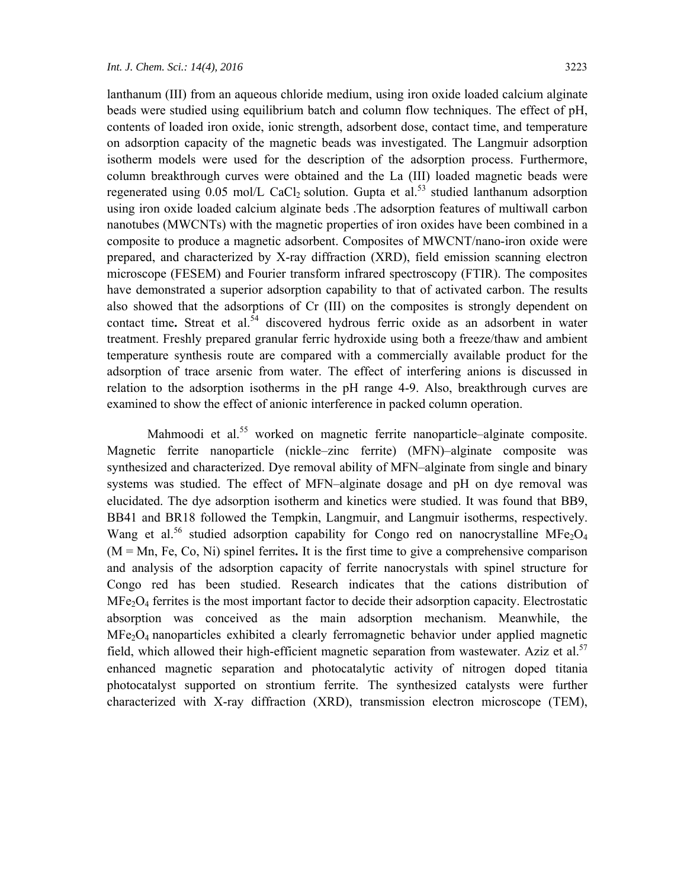lanthanum (III) from an aqueous chloride medium, using iron oxide loaded calcium alginate beads were studied using equilibrium batch and column flow techniques. The effect of pH, contents of loaded iron oxide, ionic strength, adsorbent dose, contact time, and temperature on adsorption capacity of the magnetic beads was investigated. The Langmuir adsorption isotherm models were used for the description of the adsorption process. Furthermore, column breakthrough curves were obtained and the La (III) loaded magnetic beads were regenerated using 0.05 mol/L $CaCl_2$ solution. Gupta et al.[53] studied lanthanum adsorption using iron oxide loaded calcium alginate beds .The adsorption features of multiwall carbon nanotubes (MWCNTs) with the magnetic properties of iron oxides have been combined in a composite to produce a magnetic adsorbent. Composites of MWCNT/nano-iron oxide were prepared, and characterized by X-ray diffraction (XRD), field emission scanning electron microscope (FESEM) and Fourier transform infrared spectroscopy (FTIR). The composites have demonstrated a superior adsorption capability to that of activated carbon. The results also showed that the adsorptions of Cr (III) on the composites is strongly dependent on contact time**.** Streat et al.[54] discovered hydrous ferric oxide as an adsorbent in water treatment. Freshly prepared granular ferric hydroxide using both a freeze/thaw and ambient temperature synthesis route are compared with a commercially available product for the adsorption of trace arsenic from water. The effect of interfering anions is discussed in relation to the adsorption isotherms in the pH range 4-9. Also, breakthrough curves are examined to show the effect of anionic interference in packed column operation.

Mahmoodi et al.[55] worked on magnetic ferrite nanoparticle–alginate composite. Magnetic ferrite nanoparticle (nickle–zinc ferrite) (MFN)–alginate composite was synthesized and characterized. Dye removal ability of MFN–alginate from single and binary systems was studied. The effect of MFN–alginate dosage and pH on dye removal was elucidated. The dye adsorption isotherm and kinetics were studied. It was found that BB9, BB41 and BR18 followed the Tempkin, Langmuir, and Langmuir isotherms, respectively. Wang et al.[56] studied adsorption capability for Congo red on nanocrystalline $MFe_2O_4$ (M = Mn, Fe, Co, Ni) spinel ferrites**.** It is the first time to give a comprehensive comparison and analysis of the adsorption capacity of ferrite nanocrystals with spinel structure for Congo red has been studied. Research indicates that the cations distribution of $MFe_2O_4$ ferrites is the most important factor to decide their adsorption capacity. Electrostatic absorption was conceived as the main adsorption mechanism. Meanwhile, the $MFe_2O_4$ nanoparticles exhibited a clearly ferromagnetic behavior under applied magnetic field, which allowed their high-efficient magnetic separation from wastewater. Aziz et al.[57] enhanced magnetic separation and photocatalytic activity of nitrogen doped titania photocatalyst supported on strontium ferrite. The synthesized catalysts were further characterized with X-ray diffraction (XRD), transmission electron microscope (TEM),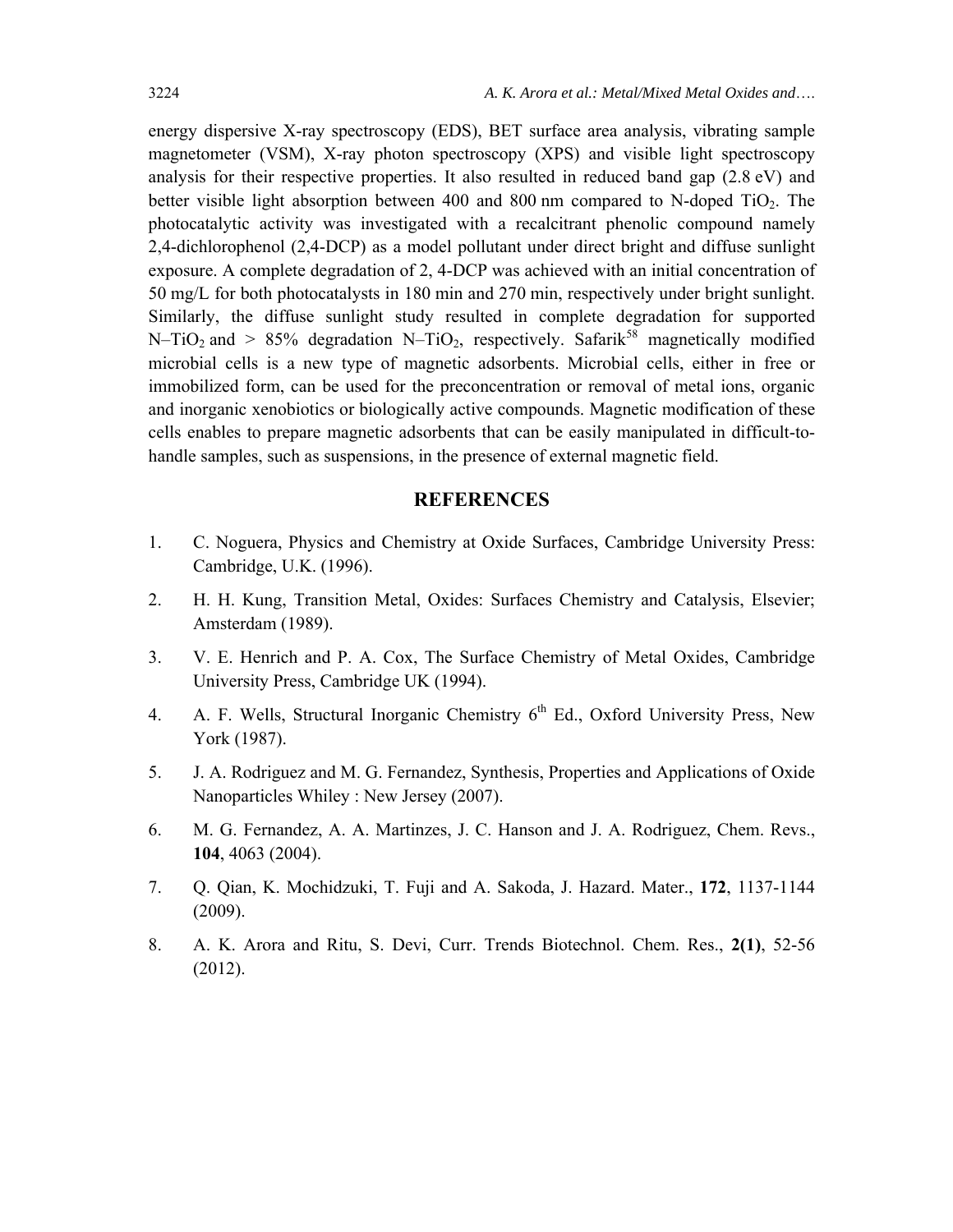energy dispersive X-ray spectroscopy (EDS), BET surface area analysis, vibrating sample magnetometer (VSM), X-ray photon spectroscopy (XPS) and visible light spectroscopy analysis for their respective properties. It also resulted in reduced band gap (2.8 eV) and better visible light absorption between 400 and 800 nm compared to N-doped $TiO_2$. The photocatalytic activity was investigated with a recalcitrant phenolic compound namely 2,4-dichlorophenol (2,4-DCP) as a model pollutant under direct bright and diffuse sunlight exposure. A complete degradation of 2, 4-DCP was achieved with an initial concentration of 50 mg/L for both photocatalysts in 180 min and 270 min, respectively under bright sunlight. Similarly, the diffuse sunlight study resulted in complete degradation for supported N–$TiO_2$ and > 85% degradation N–$TiO_2$, respectively. Safarik[58] magnetically modified microbial cells is a new type of magnetic adsorbents. Microbial cells, either in free or immobilized form, can be used for the preconcentration or removal of metal ions, organic and inorganic xenobiotics or biologically active compounds. Magnetic modification of these cells enables to prepare magnetic adsorbents that can be easily manipulated in difficult-to-handle samples, such as suspensions, in the presence of external magnetic field.

## REFERENCES

1. C. Noguera, Physics and Chemistry at Oxide Surfaces, Cambridge University Press: Cambridge, U.K. (1996).
2. H. H. Kung, Transition Metal, Oxides: Surfaces Chemistry and Catalysis, Elsevier; Amsterdam (1989).
3. V. E. Henrich and P. A. Cox, The Surface Chemistry of Metal Oxides, Cambridge University Press, Cambridge UK (1994).
4. A. F. Wells, Structural Inorganic Chemistry 6$^{th}$ Ed., Oxford University Press, New York (1987).
5. J. A. Rodriguez and M. G. Fernandez, Synthesis, Properties and Applications of Oxide Nanoparticles Whiley : New Jersey (2007).
6. M. G. Fernandez, A. A. Martinzes, J. C. Hanson and J. A. Rodriguez, Chem. Revs., **104**, 4063 (2004).
7. Q. Qian, K. Mochidzuki, T. Fuji and A. Sakoda, J. Hazard. Mater., **172**, 1137-1144 (2009).
8. A. K. Arora and Ritu, S. Devi, Curr. Trends Biotechnol. Chem. Res., **2(1)**, 52-56 (2012).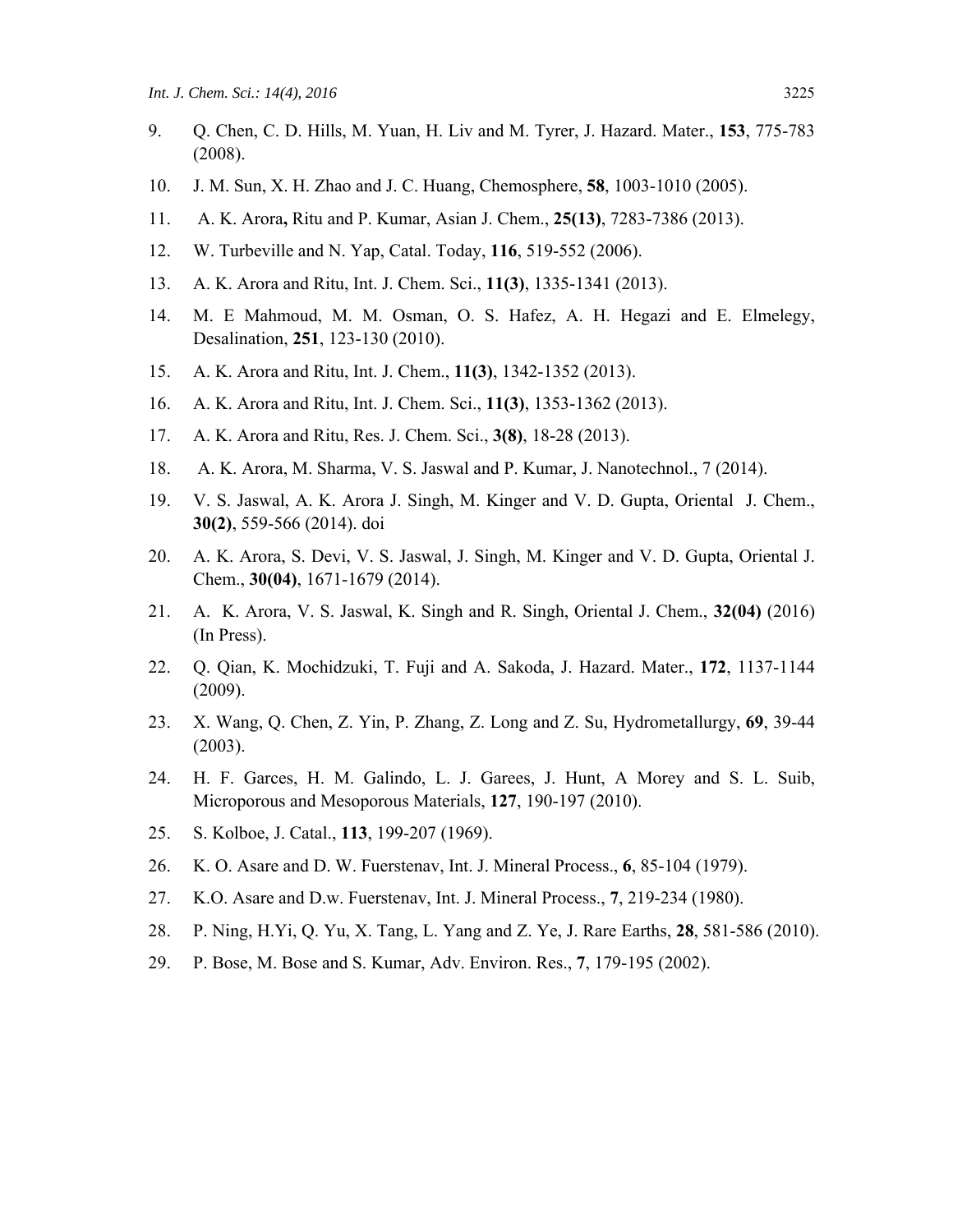9. Q. Chen, C. D. Hills, M. Yuan, H. Liv and M. Tyrer, J. Hazard. Mater., **153**, 775-783 (2008).
10. J. M. Sun, X. H. Zhao and J. C. Huang, Chemosphere, **58**, 1003-1010 (2005).
11. A. K. Arora**,** Ritu and P. Kumar, Asian J. Chem., **25(13)**, 7283-7386 (2013).
12. W. Turbeville and N. Yap, Catal. Today, **116**, 519-552 (2006).
13. A. K. Arora and Ritu, Int. J. Chem. Sci., **11(3)**, 1335-1341 (2013).
14. M. E Mahmoud, M. M. Osman, O. S. Hafez, A. H. Hegazi and E. Elmelegy, Desalination, **251**, 123-130 (2010).
15. A. K. Arora and Ritu, Int. J. Chem., **11(3)**, 1342-1352 (2013).
16. A. K. Arora and Ritu, Int. J. Chem. Sci., **11(3)**, 1353-1362 (2013).
17. A. K. Arora and Ritu, Res. J. Chem. Sci., **3(8)**, 18-28 (2013).
18. A. K. Arora, M. Sharma, V. S. Jaswal and P. Kumar, J. Nanotechnol., 7 (2014).
19. V. S. Jaswal, A. K. Arora J. Singh, M. Kinger and V. D. Gupta, Oriental J. Chem., **30(2)**, 559-566 (2014). doi
20. A. K. Arora, S. Devi, V. S. Jaswal, J. Singh, M. Kinger and V. D. Gupta, Oriental J. Chem., **30(04)**, 1671-1679 (2014).
21. A. K. Arora, V. S. Jaswal, K. Singh and R. Singh, Oriental J. Chem., **32(04)** (2016) (In Press).
22. Q. Qian, K. Mochidzuki, T. Fuji and A. Sakoda, J. Hazard. Mater., **172**, 1137-1144 (2009).
23. X. Wang, Q. Chen, Z. Yin, P. Zhang, Z. Long and Z. Su, Hydrometallurgy, **69**, 39-44 (2003).
24. H. F. Garces, H. M. Galindo, L. J. Garees, J. Hunt, A Morey and S. L. Suib, Microporous and Mesoporous Materials, **127**, 190-197 (2010).
25. S. Kolboe, J. Catal., **113**, 199-207 (1969).
26. K. O. Asare and D. W. Fuerstenav, Int. J. Mineral Process., **6**, 85-104 (1979).
27. K.O. Asare and D.w. Fuerstenav, Int. J. Mineral Process., **7**, 219-234 (1980).
28. P. Ning, H.Yi, Q. Yu, X. Tang, L. Yang and Z. Ye, J. Rare Earths, **28**, 581-586 (2010).
29. P. Bose, M. Bose and S. Kumar, Adv. Environ. Res., **7**, 179-195 (2002).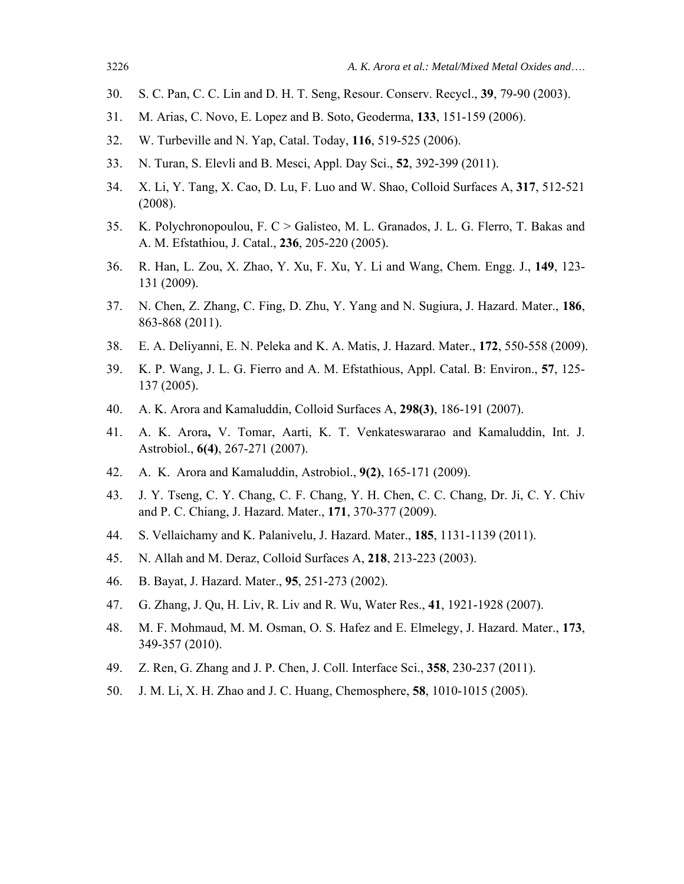30. S. C. Pan, C. C. Lin and D. H. T. Seng, Resour. Conserv. Recycl., **39**, 79-90 (2003).
31. M. Arias, C. Novo, E. Lopez and B. Soto, Geoderma, **133**, 151-159 (2006).
32. W. Turbeville and N. Yap, Catal. Today, **116**, 519-525 (2006).
33. N. Turan, S. Elevli and B. Mesci, Appl. Day Sci., **52**, 392-399 (2011).
34. X. Li, Y. Tang, X. Cao, D. Lu, F. Luo and W. Shao, Colloid Surfaces A, **317**, 512-521 (2008).
35. K. Polychronopoulou, F. C > Galisteo, M. L. Granados, J. L. G. Flerro, T. Bakas and A. M. Efstathiou, J. Catal., **236**, 205-220 (2005).
36. R. Han, L. Zou, X. Zhao, Y. Xu, F. Xu, Y. Li and Wang, Chem. Engg. J., **149**, 123-131 (2009).
37. N. Chen, Z. Zhang, C. Fing, D. Zhu, Y. Yang and N. Sugiura, J. Hazard. Mater., **186**, 863-868 (2011).
38. E. A. Deliyanni, E. N. Peleka and K. A. Matis, J. Hazard. Mater., **172**, 550-558 (2009).
39. K. P. Wang, J. L. G. Fierro and A. M. Efstathious, Appl. Catal. B: Environ., **57**, 125-137 (2005).
40. A. K. Arora and Kamaluddin, Colloid Surfaces A, **298(3)**, 186-191 (2007).
41. A. K. Arora**,** V. Tomar, Aarti, K. T. Venkateswararao and Kamaluddin, Int. J. Astrobiol., **6(4)**, 267-271 (2007).
42. A. K. Arora and Kamaluddin, Astrobiol., **9(2)**, 165-171 (2009).
43. J. Y. Tseng, C. Y. Chang, C. F. Chang, Y. H. Chen, C. C. Chang, Dr. Ji, C. Y. Chiv and P. C. Chiang, J. Hazard. Mater., **171**, 370-377 (2009).
44. S. Vellaichamy and K. Palanivelu, J. Hazard. Mater., **185**, 1131-1139 (2011).
45. N. Allah and M. Deraz, Colloid Surfaces A, **218**, 213-223 (2003).
46. B. Bayat, J. Hazard. Mater., **95**, 251-273 (2002).
47. G. Zhang, J. Qu, H. Liv, R. Liv and R. Wu, Water Res., **41**, 1921-1928 (2007).
48. M. F. Mohmaud, M. M. Osman, O. S. Hafez and E. Elmelegy, J. Hazard. Mater., **173**, 349-357 (2010).
49. Z. Ren, G. Zhang and J. P. Chen, J. Coll. Interface Sci., **358**, 230-237 (2011).
50. J. M. Li, X. H. Zhao and J. C. Huang, Chemosphere, **58**, 1010-1015 (2005).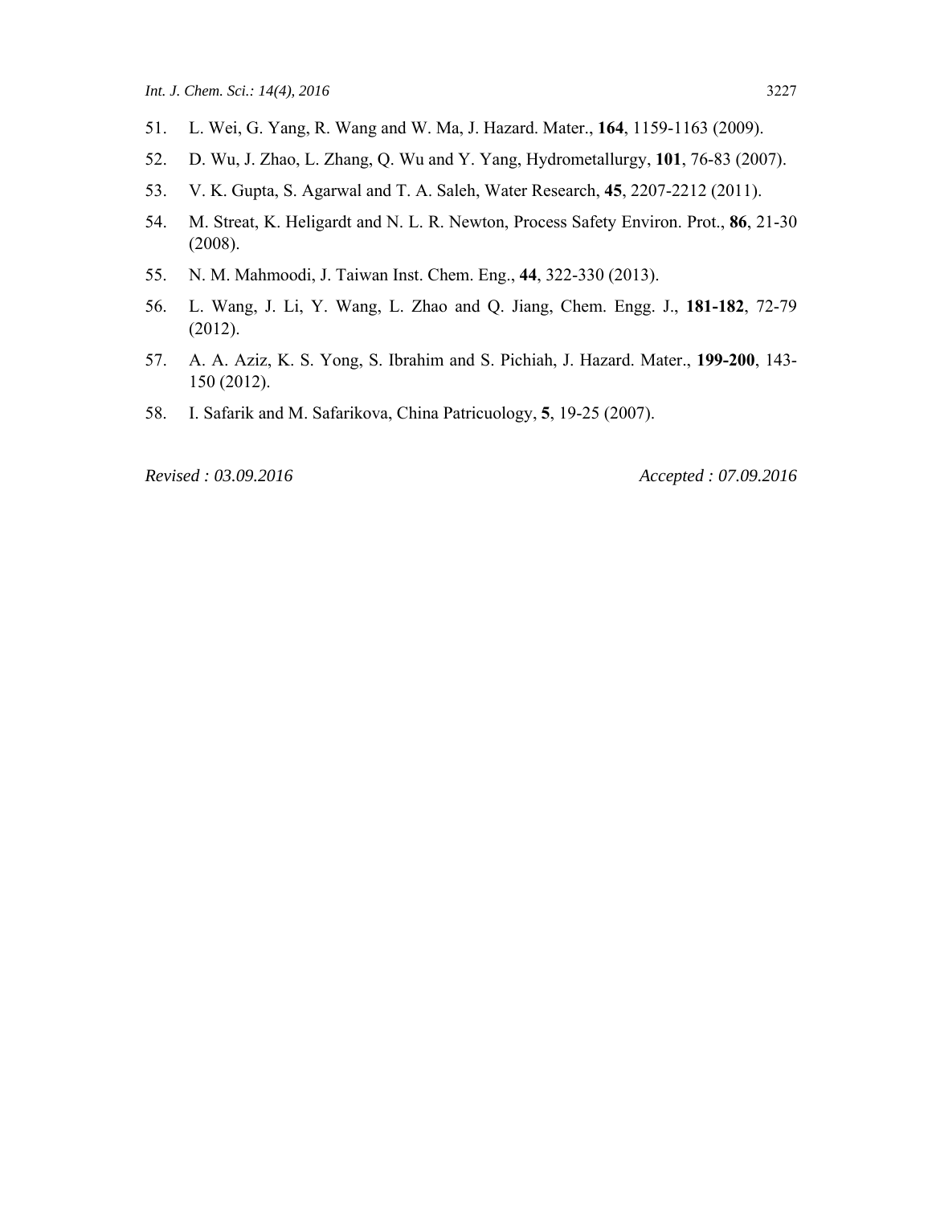51. L. Wei, G. Yang, R. Wang and W. Ma, J. Hazard. Mater., **164**, 1159-1163 (2009).

52. D. Wu, J. Zhao, L. Zhang, Q. Wu and Y. Yang, Hydrometallurgy, **101**, 76-83 (2007).

53. V. K. Gupta, S. Agarwal and T. A. Saleh, Water Research, **45**, 2207-2212 (2011).

54. M. Streat, K. Heligardt and N. L. R. Newton, Process Safety Environ. Prot., **86**, 21-30 (2008).

55. N. M. Mahmoodi, J. Taiwan Inst. Chem. Eng., **44**, 322-330 (2013).

56. L. Wang, J. Li, Y. Wang, L. Zhao and Q. Jiang, Chem. Engg. J., **181-182**, 72-79 (2012).

57. A. A. Aziz, K. S. Yong, S. Ibrahim and S. Pichiah, J. Hazard. Mater., **199-200**, 143-150 (2012).

58. I. Safarik and M. Safarikova, China Patricuology, **5**, 19-25 (2007).

*Revised : 03.09.2016* *Accepted : 07.09.2016*